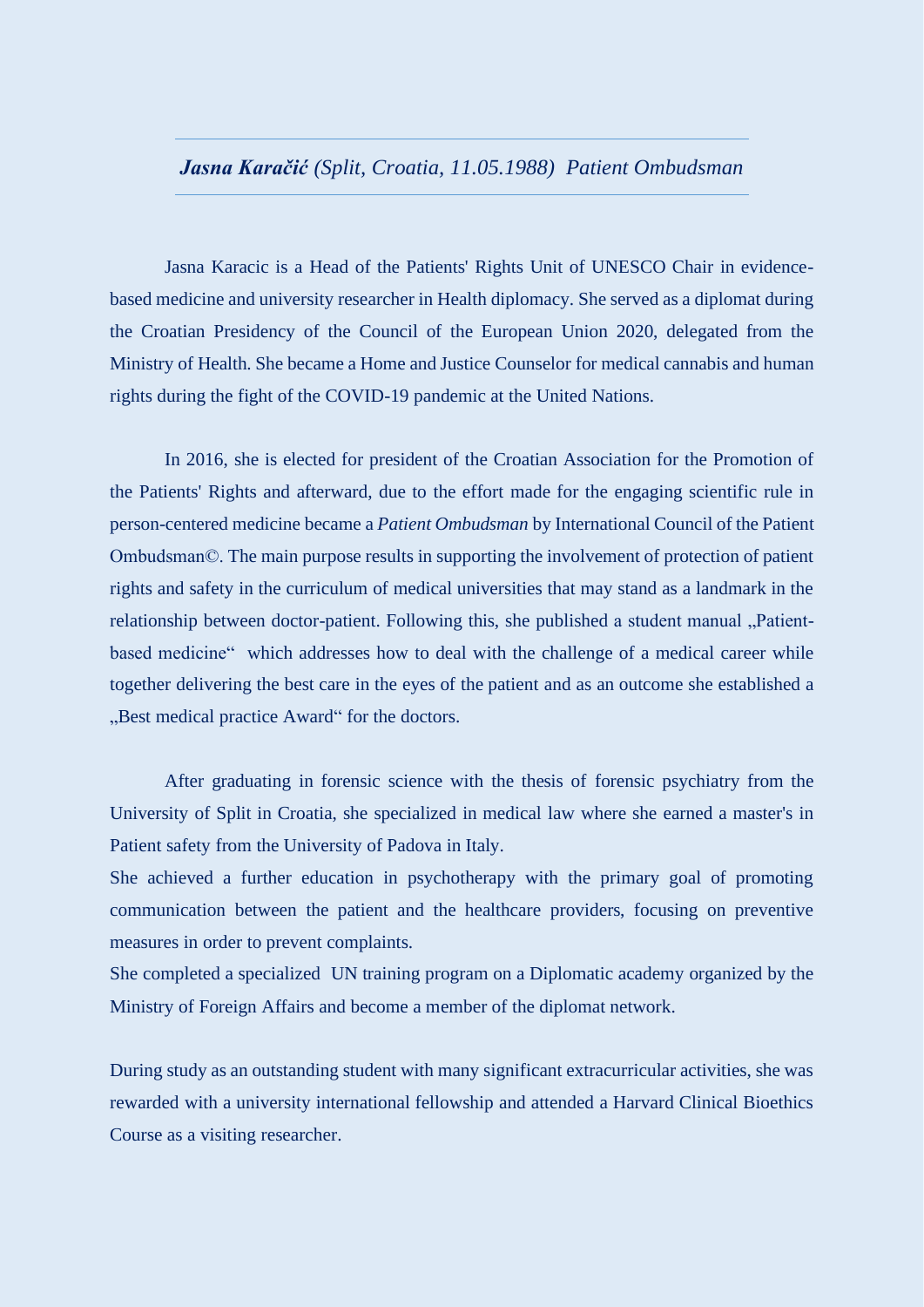***Jasna Karačić** (Split, Croatia, 11.05.1988)  Patient Ombudsman*

---

Jasna Karacic is a Head of the Patients' Rights Unit of UNESCO Chair in evidence-based medicine and university researcher in Health diplomacy. She served as a diplomat during the Croatian Presidency of the Council of the European Union 2020, delegated from the Ministry of Health. She became a Home and Justice Counselor for medical cannabis and human rights during the fight of the COVID-19 pandemic at the United Nations.

In 2016, she is elected for president of the Croatian Association for the Promotion of the Patients' Rights and afterward, due to the effort made for the engaging scientific rule in person-centered medicine became a *Patient Ombudsman* by International Council of the Patient Ombudsman©. The main purpose results in supporting the involvement of protection of patient rights and safety in the curriculum of medical universities that may stand as a landmark in the relationship between doctor-patient. Following this, she published a student manual „Patient-based medicine“ which addresses how to deal with the challenge of a medical career while together delivering the best care in the eyes of the patient and as an outcome she established a „Best medical practice Award“ for the doctors.

After graduating in forensic science with the thesis of forensic psychiatry from the University of Split in Croatia, she specialized in medical law where she earned a master's in Patient safety from the University of Padova in Italy.
She achieved a further education in psychotherapy with the primary goal of promoting communication between the patient and the healthcare providers, focusing on preventive measures in order to prevent complaints.
She completed a specialized UN training program on a Diplomatic academy organized by the Ministry of Foreign Affairs and become a member of the diplomat network.

During study as an outstanding student with many significant extracurricular activities, she was rewarded with a university international fellowship and attended a Harvard Clinical Bioethics Course as a visiting researcher.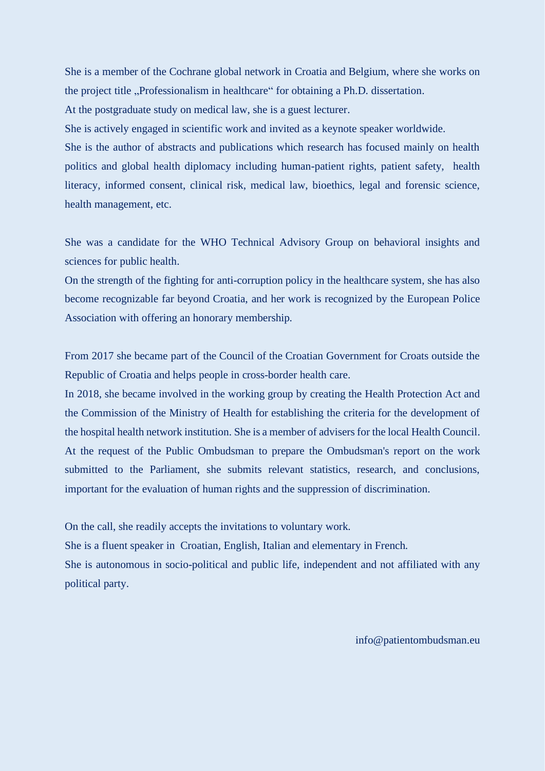She is a member of the Cochrane global network in Croatia and Belgium, where she works on the project title „Professionalism in healthcare“ for obtaining a Ph.D. dissertation.
At the postgraduate study on medical law, she is a guest lecturer.
She is actively engaged in scientific work and invited as a keynote speaker worldwide.
She is the author of abstracts and publications which research has focused mainly on health politics and global health diplomacy including human-patient rights, patient safety, health literacy, informed consent, clinical risk, medical law, bioethics, legal and forensic science, health management, etc.

She was a candidate for the WHO Technical Advisory Group on behavioral insights and sciences for public health.
On the strength of the fighting for anti-corruption policy in the healthcare system, she has also become recognizable far beyond Croatia, and her work is recognized by the European Police Association with offering an honorary membership.

From 2017 she became part of the Council of the Croatian Government for Croats outside the Republic of Croatia and helps people in cross-border health care.
In 2018, she became involved in the working group by creating the Health Protection Act and the Commission of the Ministry of Health for establishing the criteria for the development of the hospital health network institution. She is a member of advisers for the local Health Council.
At the request of the Public Ombudsman to prepare the Ombudsman's report on the work submitted to the Parliament, she submits relevant statistics, research, and conclusions, important for the evaluation of human rights and the suppression of discrimination.

On the call, she readily accepts the invitations to voluntary work.
She is a fluent speaker in Croatian, English, Italian and elementary in French.
She is autonomous in socio-political and public life, independent and not affiliated with any political party.

info@patientombudsman.eu